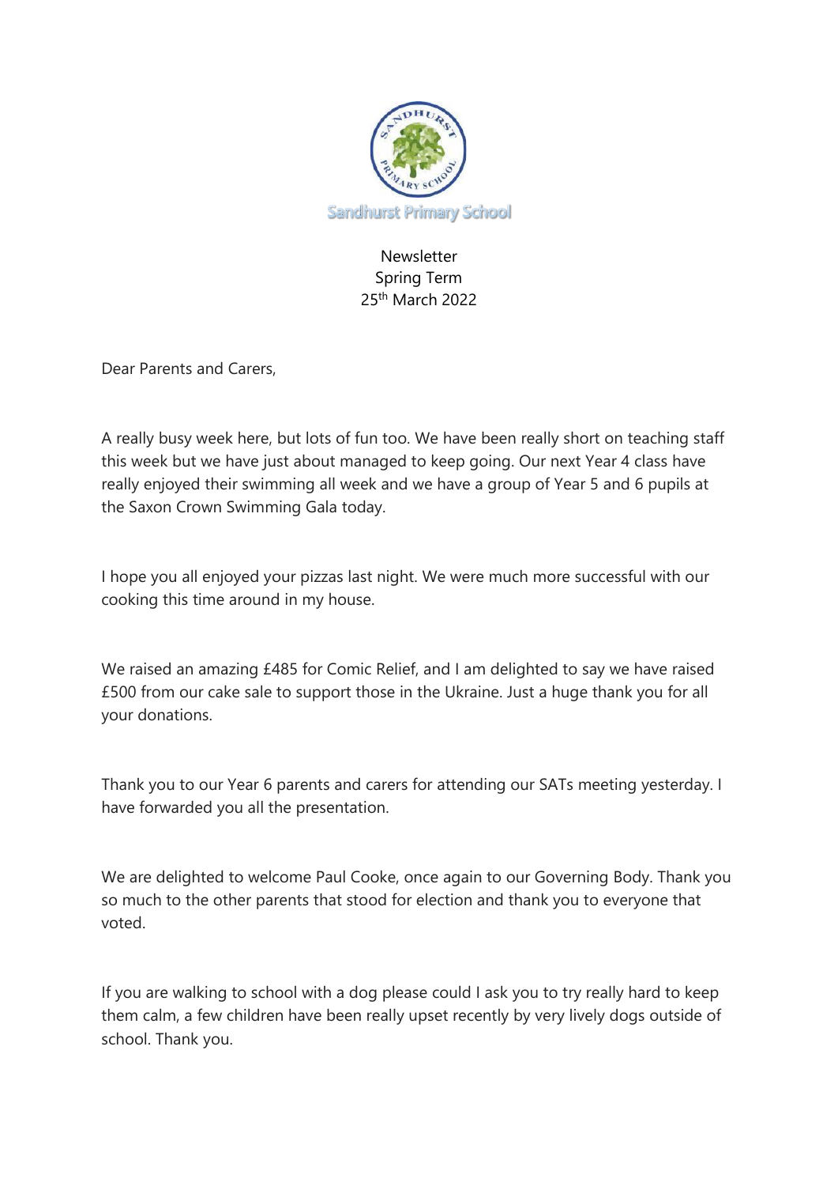Sandhurst Primary School

Newsletter
Spring Term
25th March 2022

Dear Parents and Carers,

A really busy week here, but lots of fun too. We have been really short on teaching staff this week but we have just about managed to keep going. Our next Year 4 class have really enjoyed their swimming all week and we have a group of Year 5 and 6 pupils at the Saxon Crown Swimming Gala today.

I hope you all enjoyed your pizzas last night. We were much more successful with our cooking this time around in my house.

We raised an amazing £485 for Comic Relief, and I am delighted to say we have raised £500 from our cake sale to support those in the Ukraine. Just a huge thank you for all your donations.

Thank you to our Year 6 parents and carers for attending our SATs meeting yesterday. I have forwarded you all the presentation.

We are delighted to welcome Paul Cooke, once again to our Governing Body. Thank you so much to the other parents that stood for election and thank you to everyone that voted.

If you are walking to school with a dog please could I ask you to try really hard to keep them calm, a few children have been really upset recently by very lively dogs outside of school. Thank you.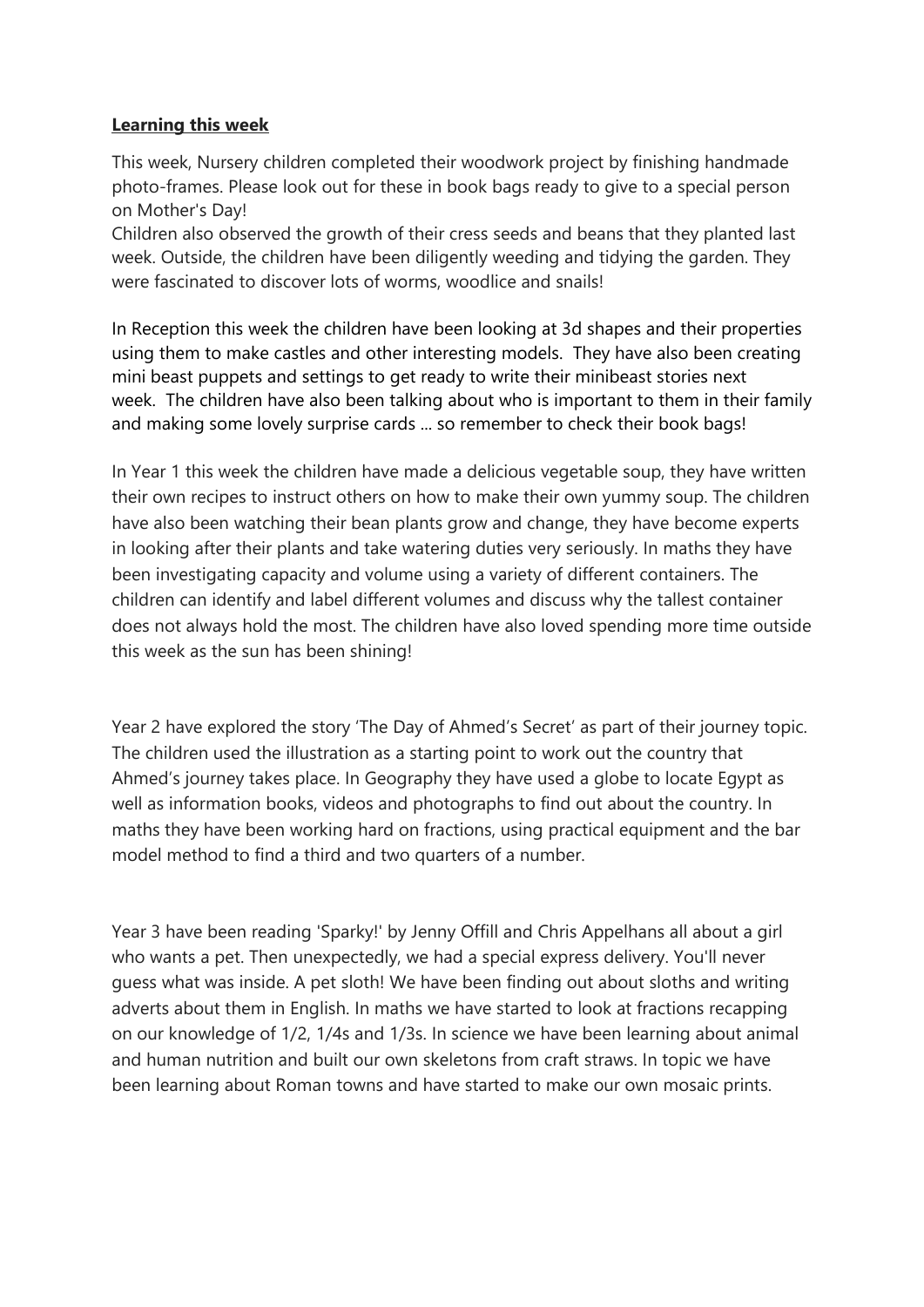**Learning this week**

This week, Nursery children completed their woodwork project by finishing handmade photo-frames. Please look out for these in book bags ready to give to a special person on Mother's Day!
Children also observed the growth of their cress seeds and beans that they planted last week. Outside, the children have been diligently weeding and tidying the garden. They were fascinated to discover lots of worms, woodlice and snails!

In Reception this week the children have been looking at 3d shapes and their properties using them to make castles and other interesting models. They have also been creating mini beast puppets and settings to get ready to write their minibeast stories next week. The children have also been talking about who is important to them in their family and making some lovely surprise cards ... so remember to check their book bags!

In Year 1 this week the children have made a delicious vegetable soup, they have written their own recipes to instruct others on how to make their own yummy soup. The children have also been watching their bean plants grow and change, they have become experts in looking after their plants and take watering duties very seriously. In maths they have been investigating capacity and volume using a variety of different containers. The children can identify and label different volumes and discuss why the tallest container does not always hold the most. The children have also loved spending more time outside this week as the sun has been shining!

Year 2 have explored the story 'The Day of Ahmed's Secret' as part of their journey topic. The children used the illustration as a starting point to work out the country that Ahmed's journey takes place. In Geography they have used a globe to locate Egypt as well as information books, videos and photographs to find out about the country. In maths they have been working hard on fractions, using practical equipment and the bar model method to find a third and two quarters of a number.

Year 3 have been reading 'Sparky!' by Jenny Offill and Chris Appelhans all about a girl who wants a pet. Then unexpectedly, we had a special express delivery. You'll never guess what was inside. A pet sloth! We have been finding out about sloths and writing adverts about them in English. In maths we have started to look at fractions recapping on our knowledge of 1/2, 1/4s and 1/3s. In science we have been learning about animal and human nutrition and built our own skeletons from craft straws. In topic we have been learning about Roman towns and have started to make our own mosaic prints.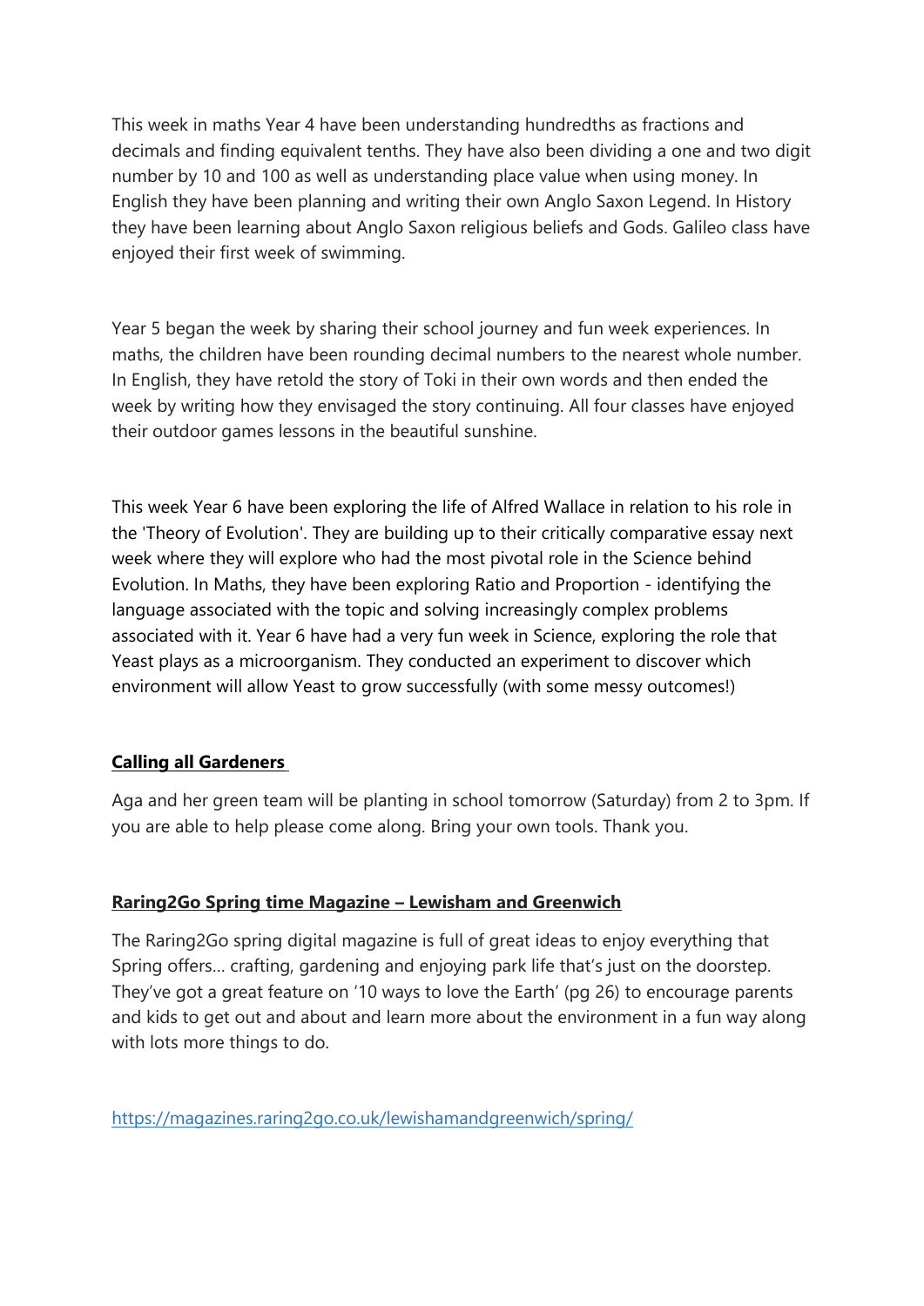This week in maths Year 4 have been understanding hundredths as fractions and decimals and finding equivalent tenths. They have also been dividing a one and two digit number by 10 and 100 as well as understanding place value when using money. In English they have been planning and writing their own Anglo Saxon Legend. In History they have been learning about Anglo Saxon religious beliefs and Gods. Galileo class have enjoyed their first week of swimming.

Year 5 began the week by sharing their school journey and fun week experiences. In maths, the children have been rounding decimal numbers to the nearest whole number. In English, they have retold the story of Toki in their own words and then ended the week by writing how they envisaged the story continuing. All four classes have enjoyed their outdoor games lessons in the beautiful sunshine.

This week Year 6 have been exploring the life of Alfred Wallace in relation to his role in the 'Theory of Evolution'. They are building up to their critically comparative essay next week where they will explore who had the most pivotal role in the Science behind Evolution. In Maths, they have been exploring Ratio and Proportion - identifying the language associated with the topic and solving increasingly complex problems associated with it. Year 6 have had a very fun week in Science, exploring the role that Yeast plays as a microorganism. They conducted an experiment to discover which environment will allow Yeast to grow successfully (with some messy outcomes!)

**Calling all Gardeners**

Aga and her green team will be planting in school tomorrow (Saturday) from 2 to 3pm. If you are able to help please come along. Bring your own tools. Thank you.

**Raring2Go Spring time Magazine – Lewisham and Greenwich**

The Raring2Go spring digital magazine is full of great ideas to enjoy everything that Spring offers… crafting, gardening and enjoying park life that's just on the doorstep. They've got a great feature on '10 ways to love the Earth' (pg 26) to encourage parents and kids to get out and about and learn more about the environment in a fun way along with lots more things to do.

https://magazines.raring2go.co.uk/lewishamandgreenwich/spring/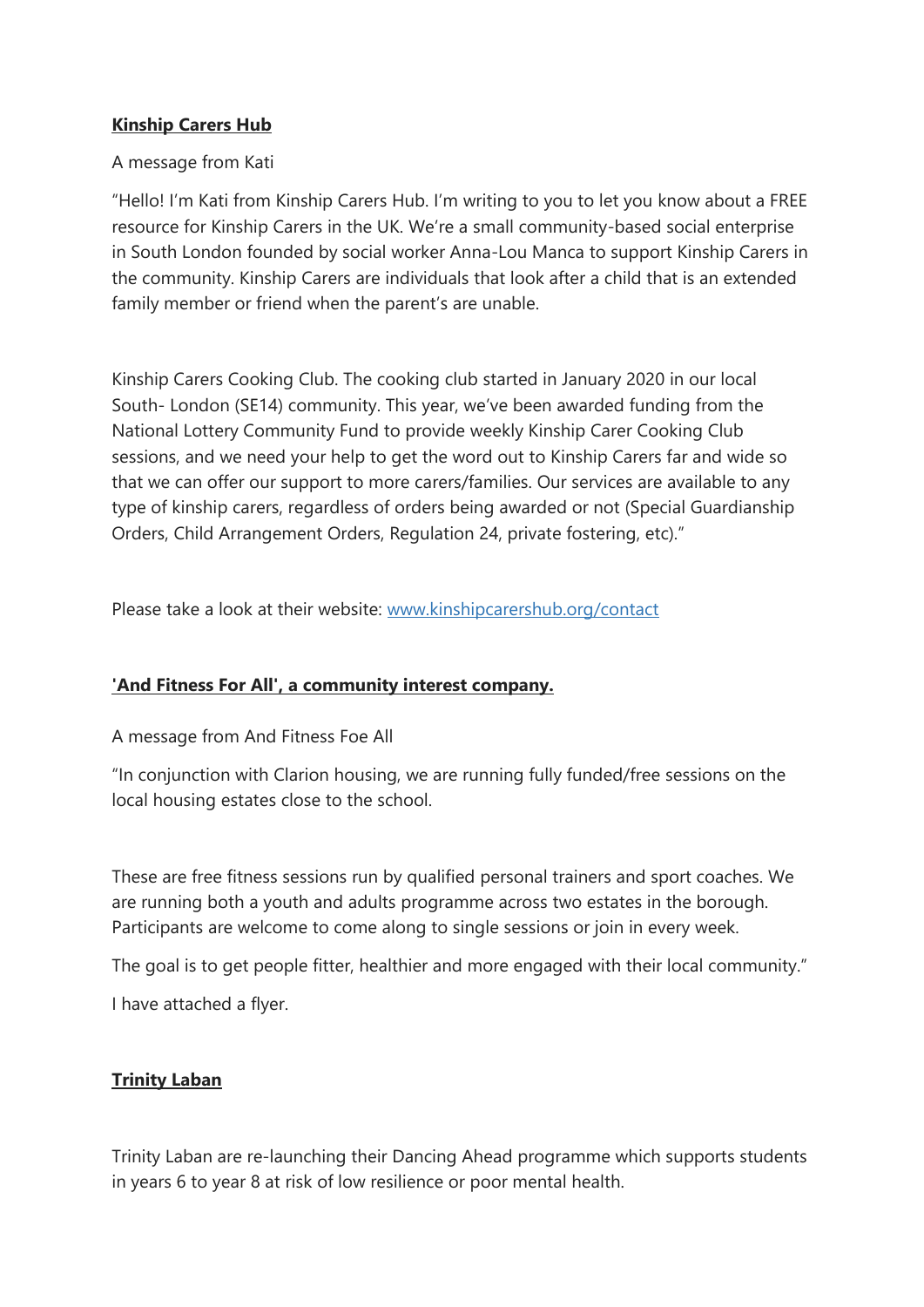**Kinship Carers Hub**

A message from Kati

"Hello! I'm Kati from Kinship Carers Hub. I'm writing to you to let you know about a FREE resource for Kinship Carers in the UK. We're a small community-based social enterprise in South London founded by social worker Anna-Lou Manca to support Kinship Carers in the community. Kinship Carers are individuals that look after a child that is an extended family member or friend when the parent's are unable.

Kinship Carers Cooking Club. The cooking club started in January 2020 in our local South- London (SE14) community. This year, we've been awarded funding from the National Lottery Community Fund to provide weekly Kinship Carer Cooking Club sessions, and we need your help to get the word out to Kinship Carers far and wide so that we can offer our support to more carers/families. Our services are available to any type of kinship carers, regardless of orders being awarded or not (Special Guardianship Orders, Child Arrangement Orders, Regulation 24, private fostering, etc)."

Please take a look at their website: [www.kinshipcarershub.org/contact](www.kinshipcarershub.org/contact)

**'And Fitness For All', a community interest company.**

A message from And Fitness Foe All

"In conjunction with Clarion housing, we are running fully funded/free sessions on the local housing estates close to the school.

These are free fitness sessions run by qualified personal trainers and sport coaches. We are running both a youth and adults programme across two estates in the borough. Participants are welcome to come along to single sessions or join in every week.

The goal is to get people fitter, healthier and more engaged with their local community."

I have attached a flyer.

**Trinity Laban**

Trinity Laban are re-launching their Dancing Ahead programme which supports students in years 6 to year 8 at risk of low resilience or poor mental health.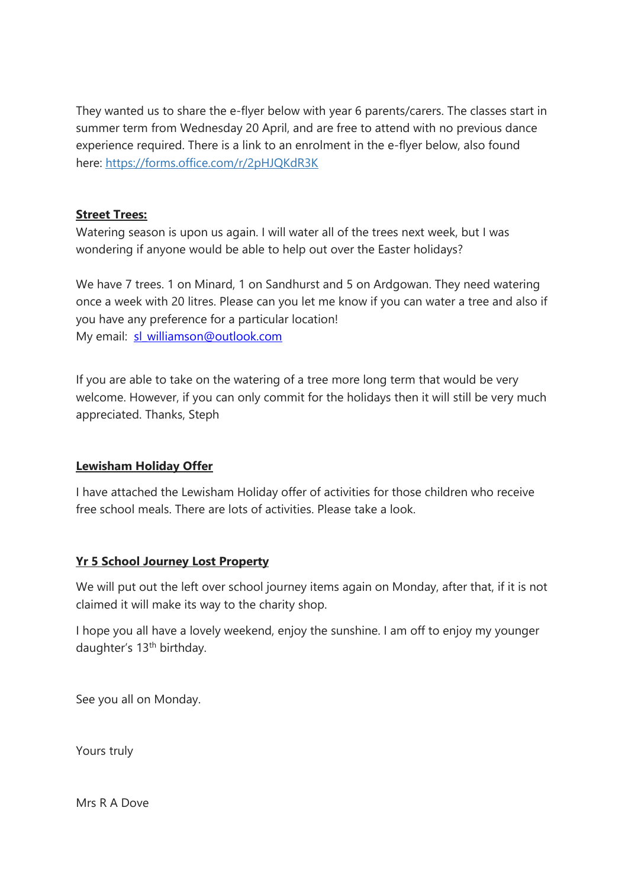They wanted us to share the e-flyer below with year 6 parents/carers. The classes start in summer term from Wednesday 20 April, and are free to attend with no previous dance experience required. There is a link to an enrolment in the e-flyer below, also found here: https://forms.office.com/r/2pHJQKdR3K

**Street Trees:**

Watering season is upon us again. I will water all of the trees next week, but I was wondering if anyone would be able to help out over the Easter holidays?

We have 7 trees. 1 on Minard, 1 on Sandhurst and 5 on Ardgowan. They need watering once a week with 20 litres. Please can you let me know if you can water a tree and also if you have any preference for a particular location!
My email: sl_williamson@outlook.com

If you are able to take on the watering of a tree more long term that would be very welcome. However, if you can only commit for the holidays then it will still be very much appreciated. Thanks, Steph

**Lewisham Holiday Offer**

I have attached the Lewisham Holiday offer of activities for those children who receive free school meals. There are lots of activities. Please take a look.

**Yr 5 School Journey Lost Property**

We will put out the left over school journey items again on Monday, after that, if it is not claimed it will make its way to the charity shop.

I hope you all have a lovely weekend, enjoy the sunshine. I am off to enjoy my younger daughter's 13th birthday.

See you all on Monday.

Yours truly

Mrs R A Dove